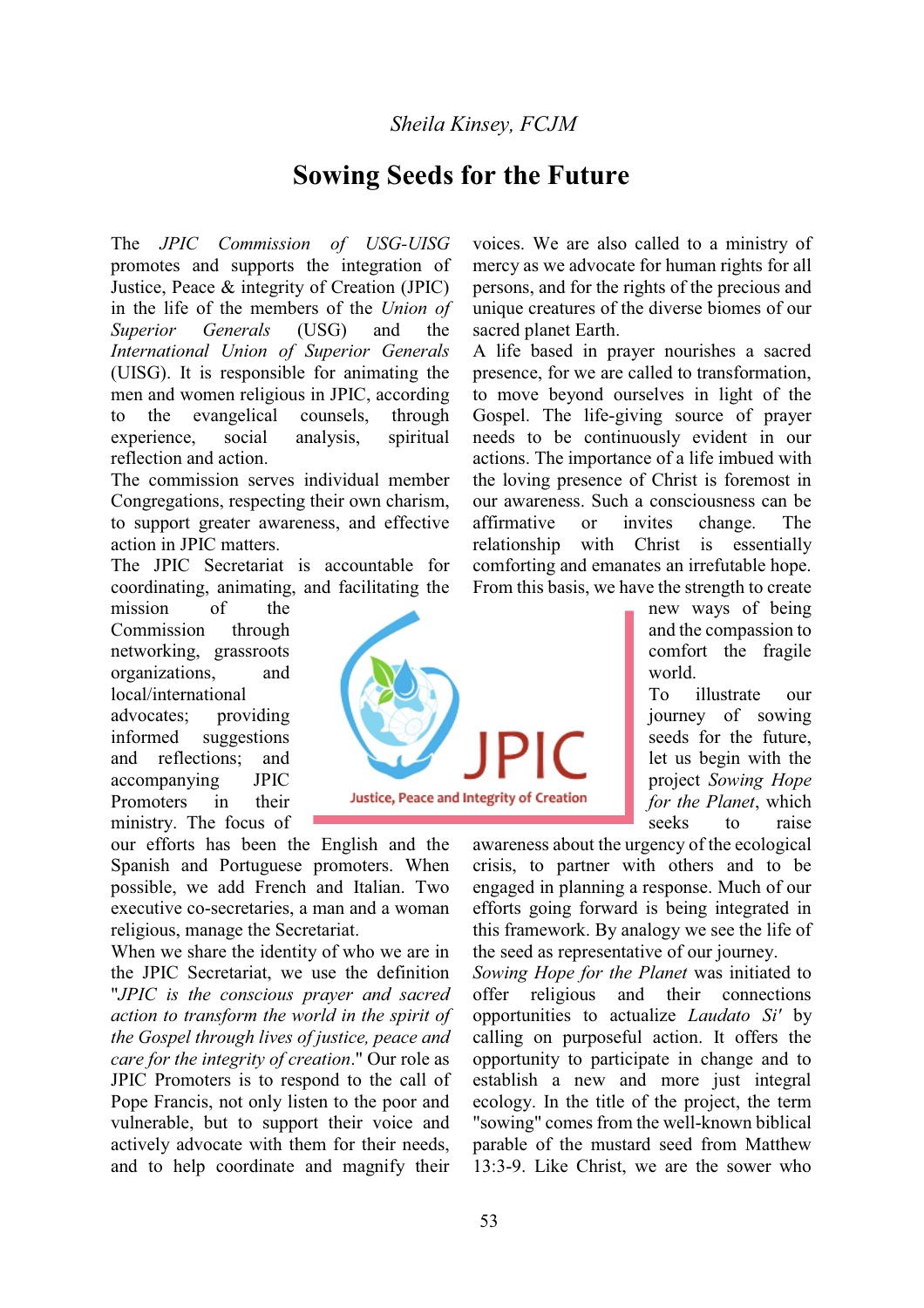*Sheila Kinsey, FCJM*

# Sowing Seeds for the Future

The *JPIC Commission of USG-UISG* promotes and supports the integration of Justice, Peace & integrity of Creation (JPIC) in the life of the members of the *Union of Superior Generals* (USG) and the *International Union of Superior Generals* (UISG). It is responsible for animating the men and women religious in JPIC, according to the evangelical counsels, through experience, social analysis, spiritual reflection and action.

The commission serves individual member Congregations, respecting their own charism, to support greater awareness, and effective action in JPIC matters.

The JPIC Secretariat is accountable for coordinating, animating, and facilitating the mission of the Commission through networking, grassroots organizations, and local/international advocates; providing informed suggestions and reflections; and accompanying JPIC Promoters in their ministry. The focus of our efforts has been the English and the Spanish and Portuguese promoters. When possible, we add French and Italian. Two executive co-secretaries, a man and a woman religious, manage the Secretariat.

When we share the identity of who we are in the JPIC Secretariat, we use the definition "*JPIC is the conscious prayer and sacred action to transform the world in the spirit of the Gospel through lives of justice, peace and care for the integrity of creation*." Our role as JPIC Promoters is to respond to the call of Pope Francis, not only listen to the poor and vulnerable, but to support their voice and actively advocate with them for their needs, and to help coordinate and magnify their voices. We are also called to a ministry of mercy as we advocate for human rights for all persons, and for the rights of the precious and unique creatures of the diverse biomes of our sacred planet Earth.

A life based in prayer nourishes a sacred presence, for we are called to transformation, to move beyond ourselves in light of the Gospel. The life-giving source of prayer needs to be continuously evident in our actions. The importance of a life imbued with the loving presence of Christ is foremost in our awareness. Such a consciousness can be affirmative or invites change. The relationship with Christ is essentially comforting and emanates an irrefutable hope. From this basis, we have the strength to create new ways of being and the compassion to comfort the fragile world.

To illustrate our journey of sowing seeds for the future, let us begin with the project *Sowing Hope for the Planet*, which seeks to raise awareness about the urgency of the ecological crisis, to partner with others and to be engaged in planning a response. Much of our efforts going forward is being integrated in this framework. By analogy we see the life of the seed as representative of our journey.

*Sowing Hope for the Planet* was initiated to offer religious and their connections opportunities to actualize *Laudato Si'* by calling on purposeful action. It offers the opportunity to participate in change and to establish a new and more just integral ecology. In the title of the project, the term "sowing" comes from the well-known biblical parable of the mustard seed from Matthew 13:3-9. Like Christ, we are the sower who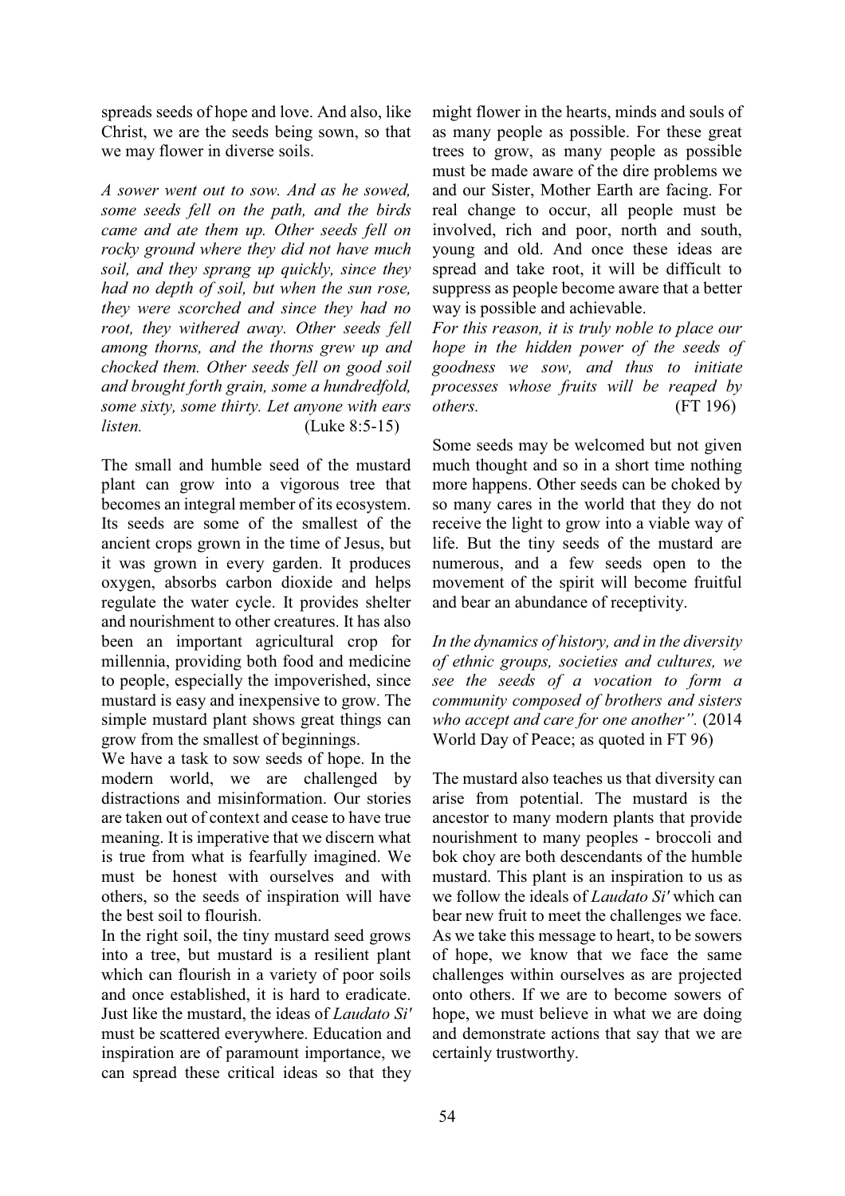spreads seeds of hope and love. And also, like Christ, we are the seeds being sown, so that we may flower in diverse soils.

*A sower went out to sow. And as he sowed, some seeds fell on the path, and the birds came and ate them up. Other seeds fell on rocky ground where they did not have much soil, and they sprang up quickly, since they had no depth of soil, but when the sun rose, they were scorched and since they had no root, they withered away. Other seeds fell among thorns, and the thorns grew up and chocked them. Other seeds fell on good soil and brought forth grain, some a hundredfold, some sixty, some thirty. Let anyone with ears listen.* (Luke 8:5-15)

The small and humble seed of the mustard plant can grow into a vigorous tree that becomes an integral member of its ecosystem. Its seeds are some of the smallest of the ancient crops grown in the time of Jesus, but it was grown in every garden. It produces oxygen, absorbs carbon dioxide and helps regulate the water cycle. It provides shelter and nourishment to other creatures. It has also been an important agricultural crop for millennia, providing both food and medicine to people, especially the impoverished, since mustard is easy and inexpensive to grow. The simple mustard plant shows great things can grow from the smallest of beginnings.

We have a task to sow seeds of hope. In the modern world, we are challenged by distractions and misinformation. Our stories are taken out of context and cease to have true meaning. It is imperative that we discern what is true from what is fearfully imagined. We must be honest with ourselves and with others, so the seeds of inspiration will have the best soil to flourish.

In the right soil, the tiny mustard seed grows into a tree, but mustard is a resilient plant which can flourish in a variety of poor soils and once established, it is hard to eradicate. Just like the mustard, the ideas of *Laudato Si'* must be scattered everywhere. Education and inspiration are of paramount importance, we can spread these critical ideas so that they might flower in the hearts, minds and souls of as many people as possible. For these great trees to grow, as many people as possible must be made aware of the dire problems we and our Sister, Mother Earth are facing. For real change to occur, all people must be involved, rich and poor, north and south, young and old. And once these ideas are spread and take root, it will be difficult to suppress as people become aware that a better way is possible and achievable.

*For this reason, it is truly noble to place our hope in the hidden power of the seeds of goodness we sow, and thus to initiate processes whose fruits will be reaped by others.* (FT 196)

Some seeds may be welcomed but not given much thought and so in a short time nothing more happens. Other seeds can be choked by so many cares in the world that they do not receive the light to grow into a viable way of life. But the tiny seeds of the mustard are numerous, and a few seeds open to the movement of the spirit will become fruitful and bear an abundance of receptivity.

*In the dynamics of history, and in the diversity of ethnic groups, societies and cultures, we see the seeds of a vocation to form a community composed of brothers and sisters who accept and care for one another".* (2014 World Day of Peace; as quoted in FT 96)

The mustard also teaches us that diversity can arise from potential. The mustard is the ancestor to many modern plants that provide nourishment to many peoples - broccoli and bok choy are both descendants of the humble mustard. This plant is an inspiration to us as we follow the ideals of *Laudato Si'* which can bear new fruit to meet the challenges we face. As we take this message to heart, to be sowers of hope, we know that we face the same challenges within ourselves as are projected onto others. If we are to become sowers of hope, we must believe in what we are doing and demonstrate actions that say that we are certainly trustworthy.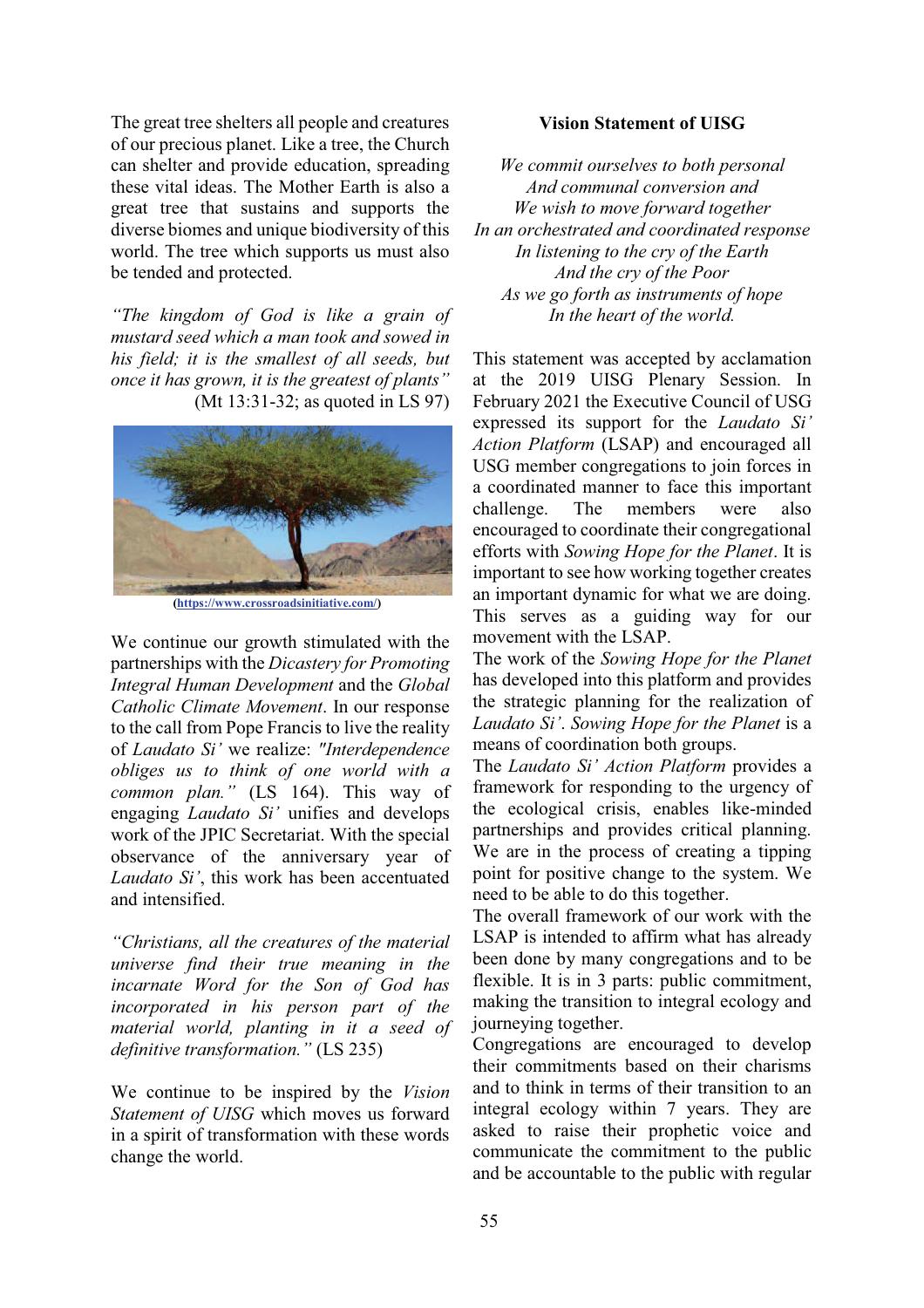The great tree shelters all people and creatures of our precious planet. Like a tree, the Church can shelter and provide education, spreading these vital ideas. The Mother Earth is also a great tree that sustains and supports the diverse biomes and unique biodiversity of this world. The tree which supports us must also be tended and protected.

*"The kingdom of God is like a grain of mustard seed which a man took and sowed in his field; it is the smallest of all seeds, but once it has grown, it is the greatest of plants"* (Mt 13:31-32; as quoted in LS 97)

(https://www.crossroadsinitiative.com/)

We continue our growth stimulated with the partnerships with the *Dicastery for Promoting Integral Human Development* and the *Global Catholic Climate Movement*. In our response to the call from Pope Francis to live the reality of *Laudato Si'* we realize: *"Interdependence obliges us to think of one world with a common plan."* (LS 164). This way of engaging *Laudato Si'* unifies and develops work of the JPIC Secretariat. With the special observance of the anniversary year of *Laudato Si'*, this work has been accentuated and intensified.

*"Christians, all the creatures of the material universe find their true meaning in the incarnate Word for the Son of God has incorporated in his person part of the material world, planting in it a seed of definitive transformation."* (LS 235)

We continue to be inspired by the *Vision Statement of UISG* which moves us forward in a spirit of transformation with these words change the world.

**Vision Statement of UISG**

*We commit ourselves to both personal*
*And communal conversion and*
*We wish to move forward together*
*In an orchestrated and coordinated response*
*In listening to the cry of the Earth*
*And the cry of the Poor*
*As we go forth as instruments of hope*
*In the heart of the world.*

This statement was accepted by acclamation at the 2019 UISG Plenary Session. In February 2021 the Executive Council of USG expressed its support for the *Laudato Si' Action Platform* (LSAP) and encouraged all USG member congregations to join forces in a coordinated manner to face this important challenge. The members were also encouraged to coordinate their congregational efforts with *Sowing Hope for the Planet*. It is important to see how working together creates an important dynamic for what we are doing. This serves as a guiding way for our movement with the LSAP.

The work of the *Sowing Hope for the Planet* has developed into this platform and provides the strategic planning for the realization of *Laudato Si'*. *Sowing Hope for the Planet* is a means of coordination both groups.

The *Laudato Si' Action Platform* provides a framework for responding to the urgency of the ecological crisis, enables like-minded partnerships and provides critical planning. We are in the process of creating a tipping point for positive change to the system. We need to be able to do this together.

The overall framework of our work with the LSAP is intended to affirm what has already been done by many congregations and to be flexible. It is in 3 parts: public commitment, making the transition to integral ecology and journeying together.

Congregations are encouraged to develop their commitments based on their charisms and to think in terms of their transition to an integral ecology within 7 years. They are asked to raise their prophetic voice and communicate the commitment to the public and be accountable to the public with regular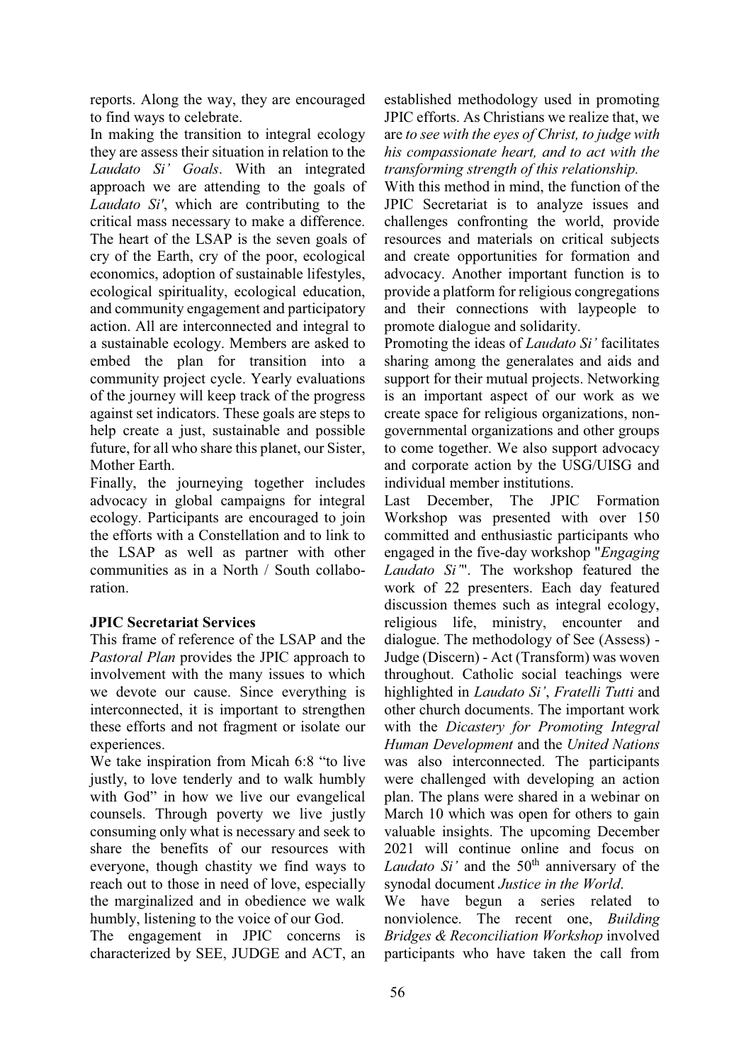reports. Along the way, they are encouraged to find ways to celebrate.

In making the transition to integral ecology they are assess their situation in relation to the *Laudato Si' Goals*. With an integrated approach we are attending to the goals of *Laudato Si'*, which are contributing to the critical mass necessary to make a difference. The heart of the LSAP is the seven goals of cry of the Earth, cry of the poor, ecological economics, adoption of sustainable lifestyles, ecological spirituality, ecological education, and community engagement and participatory action. All are interconnected and integral to a sustainable ecology. Members are asked to embed the plan for transition into a community project cycle. Yearly evaluations of the journey will keep track of the progress against set indicators. These goals are steps to help create a just, sustainable and possible future, for all who share this planet, our Sister, Mother Earth.

Finally, the journeying together includes advocacy in global campaigns for integral ecology. Participants are encouraged to join the efforts with a Constellation and to link to the LSAP as well as partner with other communities as in a North / South collaboration.

**JPIC Secretariat Services**

This frame of reference of the LSAP and the *Pastoral Plan* provides the JPIC approach to involvement with the many issues to which we devote our cause. Since everything is interconnected, it is important to strengthen these efforts and not fragment or isolate our experiences.

We take inspiration from Micah 6:8 "to live justly, to love tenderly and to walk humbly with God" in how we live our evangelical counsels. Through poverty we live justly consuming only what is necessary and seek to share the benefits of our resources with everyone, though chastity we find ways to reach out to those in need of love, especially the marginalized and in obedience we walk humbly, listening to the voice of our God.

The engagement in JPIC concerns is characterized by SEE, JUDGE and ACT, an established methodology used in promoting JPIC efforts. As Christians we realize that, we are *to see with the eyes of Christ, to judge with his compassionate heart, and to act with the transforming strength of this relationship.*

With this method in mind, the function of the JPIC Secretariat is to analyze issues and challenges confronting the world, provide resources and materials on critical subjects and create opportunities for formation and advocacy. Another important function is to provide a platform for religious congregations and their connections with laypeople to promote dialogue and solidarity.

Promoting the ideas of *Laudato Si'* facilitates sharing among the generalates and aids and support for their mutual projects. Networking is an important aspect of our work as we create space for religious organizations, non-governmental organizations and other groups to come together. We also support advocacy and corporate action by the USG/UISG and individual member institutions.

Last December, The JPIC Formation Workshop was presented with over 150 committed and enthusiastic participants who engaged in the five-day workshop "*Engaging Laudato Si'*". The workshop featured the work of 22 presenters. Each day featured discussion themes such as integral ecology, religious life, ministry, encounter and dialogue. The methodology of See (Assess) - Judge (Discern) - Act (Transform) was woven throughout. Catholic social teachings were highlighted in *Laudato Si'*, *Fratelli Tutti* and other church documents. The important work with the *Dicastery for Promoting Integral Human Development* and the *United Nations* was also interconnected. The participants were challenged with developing an action plan. The plans were shared in a webinar on March 10 which was open for others to gain valuable insights. The upcoming December 2021 will continue online and focus on *Laudato Si'* and the 50th anniversary of the synodal document *Justice in the World*.

We have begun a series related to nonviolence. The recent one, *Building Bridges & Reconciliation Workshop* involved participants who have taken the call from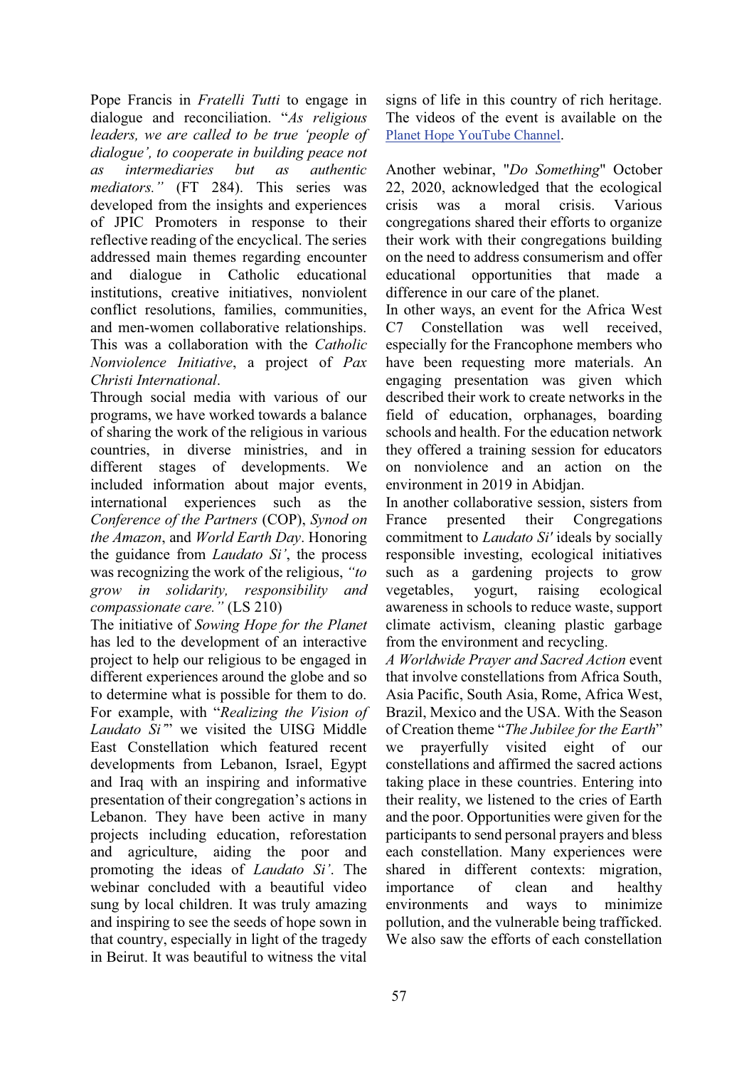Pope Francis in *Fratelli Tutti* to engage in dialogue and reconciliation. "*As religious leaders, we are called to be true 'people of dialogue', to cooperate in building peace not as intermediaries but as authentic mediators.*" (FT 284). This series was developed from the insights and experiences of JPIC Promoters in response to their reflective reading of the encyclical. The series addressed main themes regarding encounter and dialogue in Catholic educational institutions, creative initiatives, nonviolent conflict resolutions, families, communities, and men-women collaborative relationships. This was a collaboration with the *Catholic Nonviolence Initiative*, a project of *Pax Christi International*.

Through social media with various of our programs, we have worked towards a balance of sharing the work of the religious in various countries, in diverse ministries, and in different stages of developments. We included information about major events, international experiences such as the *Conference of the Partners* (COP), *Synod on the Amazon*, and *World Earth Day*. Honoring the guidance from *Laudato Si'*, the process was recognizing the work of the religious, *"to grow in solidarity, responsibility and compassionate care."* (LS 210)

The initiative of *Sowing Hope for the Planet* has led to the development of an interactive project to help our religious to be engaged in different experiences around the globe and so to determine what is possible for them to do. For example, with "*Realizing the Vision of Laudato Si'*" we visited the UISG Middle East Constellation which featured recent developments from Lebanon, Israel, Egypt and Iraq with an inspiring and informative presentation of their congregation's actions in Lebanon. They have been active in many projects including education, reforestation and agriculture, aiding the poor and promoting the ideas of *Laudato Si'*. The webinar concluded with a beautiful video sung by local children. It was truly amazing and inspiring to see the seeds of hope sown in that country, especially in light of the tragedy in Beirut. It was beautiful to witness the vital signs of life in this country of rich heritage. The videos of the event is available on the Planet Hope YouTube Channel.

Another webinar, "*Do Something*" October 22, 2020, acknowledged that the ecological crisis was a moral crisis. Various congregations shared their efforts to organize their work with their congregations building on the need to address consumerism and offer educational opportunities that made a difference in our care of the planet.

In other ways, an event for the Africa West C7 Constellation was well received, especially for the Francophone members who have been requesting more materials. An engaging presentation was given which described their work to create networks in the field of education, orphanages, boarding schools and health. For the education network they offered a training session for educators on nonviolence and an action on the environment in 2019 in Abidjan.

In another collaborative session, sisters from France presented their Congregations commitment to *Laudato Si'* ideals by socially responsible investing, ecological initiatives such as a gardening projects to grow vegetables, yogurt, raising ecological awareness in schools to reduce waste, support climate activism, cleaning plastic garbage from the environment and recycling.

*A Worldwide Prayer and Sacred Action* event that involve constellations from Africa South, Asia Pacific, South Asia, Rome, Africa West, Brazil, Mexico and the USA. With the Season of Creation theme "*The Jubilee for the Earth*" we prayerfully visited eight of our constellations and affirmed the sacred actions taking place in these countries. Entering into their reality, we listened to the cries of Earth and the poor. Opportunities were given for the participants to send personal prayers and bless each constellation. Many experiences were shared in different contexts: migration, importance of clean and healthy environments and ways to minimize pollution, and the vulnerable being trafficked. We also saw the efforts of each constellation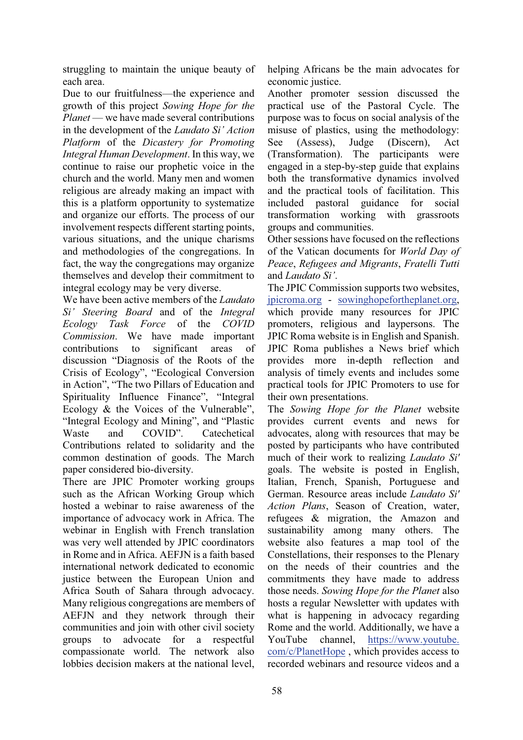struggling to maintain the unique beauty of each area.

Due to our fruitfulness—the experience and growth of this project *Sowing Hope for the Planet* — we have made several contributions in the development of the *Laudato Si' Action Platform* of the *Dicastery for Promoting Integral Human Development*. In this way, we continue to raise our prophetic voice in the church and the world. Many men and women religious are already making an impact with this is a platform opportunity to systematize and organize our efforts. The process of our involvement respects different starting points, various situations, and the unique charisms and methodologies of the congregations. In fact, the way the congregations may organize themselves and develop their commitment to integral ecology may be very diverse.

We have been active members of the *Laudato Si' Steering Board* and of the *Integral Ecology Task Force* of the *COVID Commission*. We have made important contributions to significant areas of discussion "Diagnosis of the Roots of the Crisis of Ecology", "Ecological Conversion in Action", "The two Pillars of Education and Spirituality Influence Finance", "Integral Ecology & the Voices of the Vulnerable", "Integral Ecology and Mining", and "Plastic Waste and COVID". Catechetical Contributions related to solidarity and the common destination of goods. The March paper considered bio-diversity.

There are JPIC Promoter working groups such as the African Working Group which hosted a webinar to raise awareness of the importance of advocacy work in Africa. The webinar in English with French translation was very well attended by JPIC coordinators in Rome and in Africa. AEFJN is a faith based international network dedicated to economic justice between the European Union and Africa South of Sahara through advocacy. Many religious congregations are members of AEFJN and they network through their communities and join with other civil society groups to advocate for a respectful compassionate world. The network also lobbies decision makers at the national level, helping Africans be the main advocates for economic justice.

Another promoter session discussed the practical use of the Pastoral Cycle. The purpose was to focus on social analysis of the misuse of plastics, using the methodology: See (Assess), Judge (Discern), Act (Transformation). The participants were engaged in a step-by-step guide that explains both the transformative dynamics involved and the practical tools of facilitation. This included pastoral guidance for social transformation working with grassroots groups and communities.

Other sessions have focused on the reflections of the Vatican documents for *World Day of Peace*, *Refugees and Migrants*, *Fratelli Tutti* and *Laudato Si'*.

The JPIC Commission supports two websites, jpicroma.org - sowinghopefortheplanet.org, which provide many resources for JPIC promoters, religious and laypersons. The JPIC Roma website is in English and Spanish. JPIC Roma publishes a News brief which provides more in-depth reflection and analysis of timely events and includes some practical tools for JPIC Promoters to use for their own presentations.

The *Sowing Hope for the Planet* website provides current events and news for advocates, along with resources that may be posted by participants who have contributed much of their work to realizing *Laudato Si'* goals. The website is posted in English, Italian, French, Spanish, Portuguese and German. Resource areas include *Laudato Si' Action Plans*, Season of Creation, water, refugees & migration, the Amazon and sustainability among many others. The website also features a map tool of the Constellations, their responses to the Plenary on the needs of their countries and the commitments they have made to address those needs. *Sowing Hope for the Planet* also hosts a regular Newsletter with updates with what is happening in advocacy regarding Rome and the world. Additionally, we have a YouTube channel, https://www.youtube.com/c/PlanetHope , which provides access to recorded webinars and resource videos and a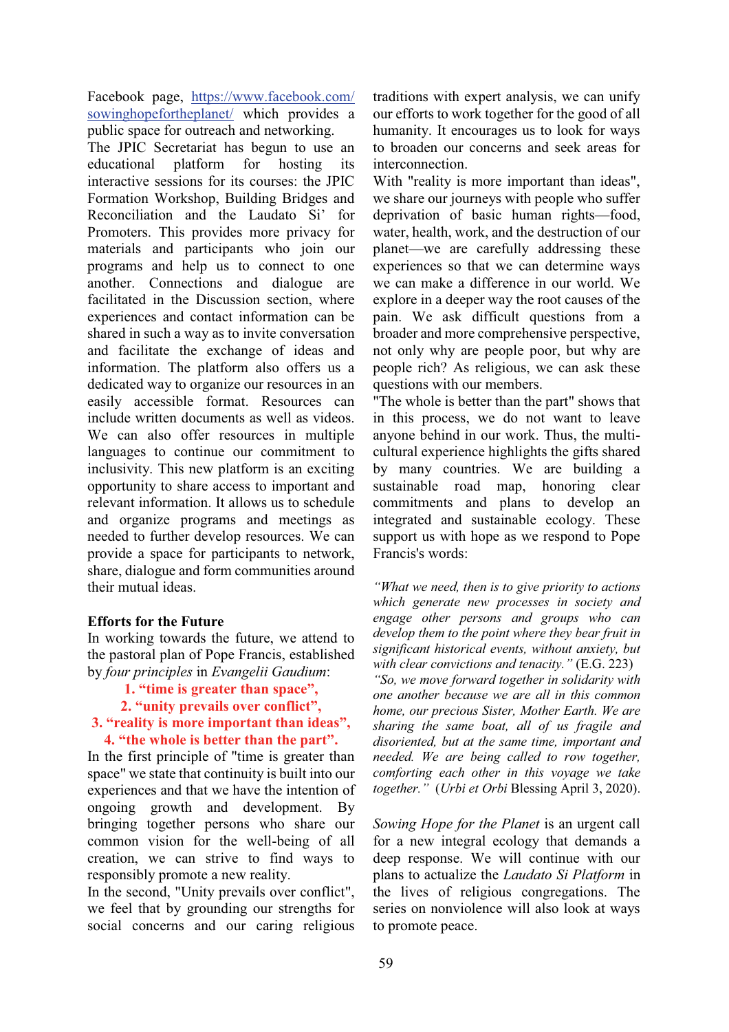Facebook page, https://www.facebook.com/sowinghopefortheplanet/ which provides a public space for outreach and networking.

The JPIC Secretariat has begun to use an educational platform for hosting its interactive sessions for its courses: the JPIC Formation Workshop, Building Bridges and Reconciliation and the Laudato Si' for Promoters. This provides more privacy for materials and participants who join our programs and help us to connect to one another. Connections and dialogue are facilitated in the Discussion section, where experiences and contact information can be shared in such a way as to invite conversation and facilitate the exchange of ideas and information. The platform also offers us a dedicated way to organize our resources in an easily accessible format. Resources can include written documents as well as videos. We can also offer resources in multiple languages to continue our commitment to inclusivity. This new platform is an exciting opportunity to share access to important and relevant information. It allows us to schedule and organize programs and meetings as needed to further develop resources. We can provide a space for participants to network, share, dialogue and form communities around their mutual ideas.

**Efforts for the Future**

In working towards the future, we attend to the pastoral plan of Pope Francis, established by *four principles* in *Evangelii Gaudium*:

1. **"time is greater than space",**
2. **"unity prevails over conflict",**
3. **"reality is more important than ideas",**
4. **"the whole is better than the part".**

In the first principle of "time is greater than space" we state that continuity is built into our experiences and that we have the intention of ongoing growth and development. By bringing together persons who share our common vision for the well-being of all creation, we can strive to find ways to responsibly promote a new reality.

In the second, "Unity prevails over conflict", we feel that by grounding our strengths for social concerns and our caring religious traditions with expert analysis, we can unify our efforts to work together for the good of all humanity. It encourages us to look for ways to broaden our concerns and seek areas for interconnection.

With "reality is more important than ideas", we share our journeys with people who suffer deprivation of basic human rights—food, water, health, work, and the destruction of our planet—we are carefully addressing these experiences so that we can determine ways we can make a difference in our world. We explore in a deeper way the root causes of the pain. We ask difficult questions from a broader and more comprehensive perspective, not only why are people poor, but why are people rich? As religious, we can ask these questions with our members.

"The whole is better than the part" shows that in this process, we do not want to leave anyone behind in our work. Thus, the multi-cultural experience highlights the gifts shared by many countries. We are building a sustainable road map, honoring clear commitments and plans to develop an integrated and sustainable ecology. These support us with hope as we respond to Pope Francis's words:

*"What we need, then is to give priority to actions which generate new processes in society and engage other persons and groups who can develop them to the point where they bear fruit in significant historical events, without anxiety, but with clear convictions and tenacity."* (E.G. 223)

*"So, we move forward together in solidarity with one another because we are all in this common home, our precious Sister, Mother Earth. We are sharing the same boat, all of us fragile and disoriented, but at the same time, important and needed. We are being called to row together, comforting each other in this voyage we take together."* (*Urbi et Orbi* Blessing April 3, 2020).

*Sowing Hope for the Planet* is an urgent call for a new integral ecology that demands a deep response. We will continue with our plans to actualize the *Laudato Si Platform* in the lives of religious congregations. The series on nonviolence will also look at ways to promote peace.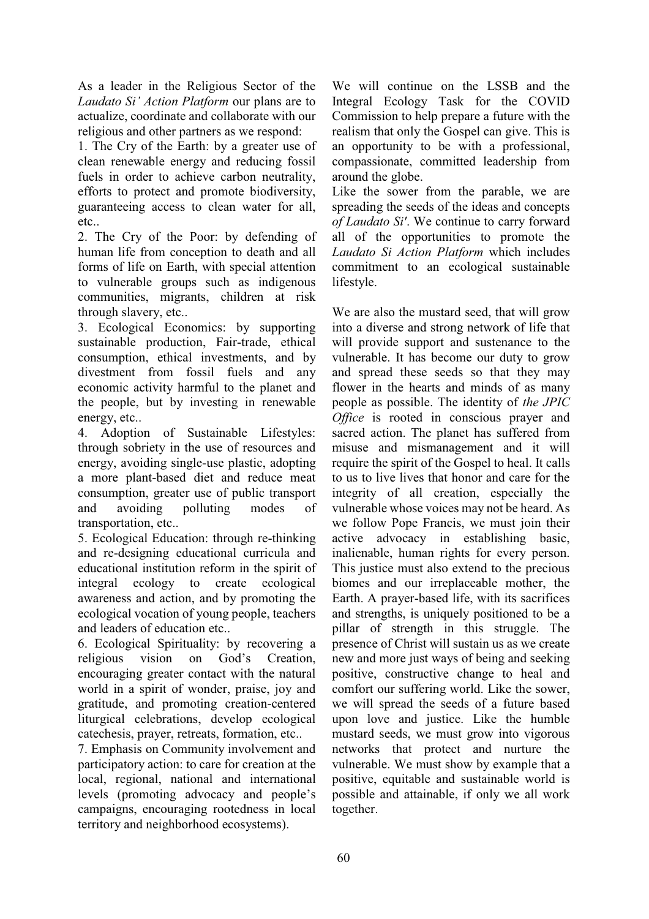As a leader in the Religious Sector of the *Laudato Si' Action Platform* our plans are to actualize, coordinate and collaborate with our religious and other partners as we respond:

1. The Cry of the Earth: by a greater use of clean renewable energy and reducing fossil fuels in order to achieve carbon neutrality, efforts to protect and promote biodiversity, guaranteeing access to clean water for all, etc..
2. The Cry of the Poor: by defending of human life from conception to death and all forms of life on Earth, with special attention to vulnerable groups such as indigenous communities, migrants, children at risk through slavery, etc..
3. Ecological Economics: by supporting sustainable production, Fair-trade, ethical consumption, ethical investments, and by divestment from fossil fuels and any economic activity harmful to the planet and the people, but by investing in renewable energy, etc..
4. Adoption of Sustainable Lifestyles: through sobriety in the use of resources and energy, avoiding single-use plastic, adopting a more plant-based diet and reduce meat consumption, greater use of public transport and avoiding polluting modes of transportation, etc..
5. Ecological Education: through re-thinking and re-designing educational curricula and educational institution reform in the spirit of integral ecology to create ecological awareness and action, and by promoting the ecological vocation of young people, teachers and leaders of education etc..
6. Ecological Spirituality: by recovering a religious vision on God's Creation, encouraging greater contact with the natural world in a spirit of wonder, praise, joy and gratitude, and promoting creation-centered liturgical celebrations, develop ecological catechesis, prayer, retreats, formation, etc..
7. Emphasis on Community involvement and participatory action: to care for creation at the local, regional, national and international levels (promoting advocacy and people's campaigns, encouraging rootedness in local territory and neighborhood ecosystems).

We will continue on the LSSB and the Integral Ecology Task for the COVID Commission to help prepare a future with the realism that only the Gospel can give. This is an opportunity to be with a professional, compassionate, committed leadership from around the globe.

Like the sower from the parable, we are spreading the seeds of the ideas and concepts *of Laudato Si'*. We continue to carry forward all of the opportunities to promote the *Laudato Si Action Platform* which includes commitment to an ecological sustainable lifestyle.

We are also the mustard seed, that will grow into a diverse and strong network of life that will provide support and sustenance to the vulnerable. It has become our duty to grow and spread these seeds so that they may flower in the hearts and minds of as many people as possible. The identity of *the JPIC Office* is rooted in conscious prayer and sacred action. The planet has suffered from misuse and mismanagement and it will require the spirit of the Gospel to heal. It calls to us to live lives that honor and care for the integrity of all creation, especially the vulnerable whose voices may not be heard. As we follow Pope Francis, we must join their active advocacy in establishing basic, inalienable, human rights for every person. This justice must also extend to the precious biomes and our irreplaceable mother, the Earth. A prayer-based life, with its sacrifices and strengths, is uniquely positioned to be a pillar of strength in this struggle. The presence of Christ will sustain us as we create new and more just ways of being and seeking positive, constructive change to heal and comfort our suffering world. Like the sower, we will spread the seeds of a future based upon love and justice. Like the humble mustard seeds, we must grow into vigorous networks that protect and nurture the vulnerable. We must show by example that a positive, equitable and sustainable world is possible and attainable, if only we all work together.